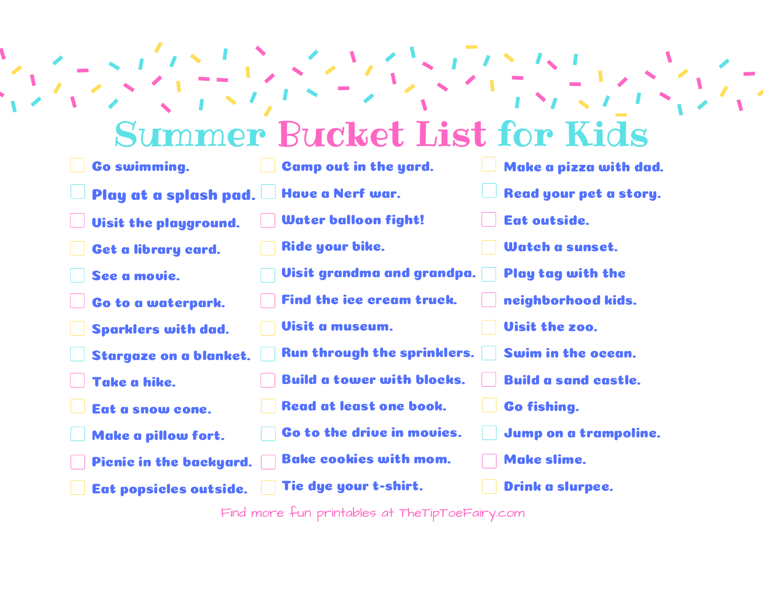# Summer Bucket List for Kids

- [ ] Go swimming.
- [ ] Play at a splash pad.
- [ ] Visit the playground.
- [ ] Get a library card.
- [ ] See a movie.
- [ ] Go to a waterpark.
- [ ] Sparklers with dad.
- [ ] Stargaze on a blanket.
- [ ] Take a hike.
- [ ] Eat a snow cone.
- [ ] Make a pillow fort.
- [ ] Picnic in the backyard.
- [ ] Eat popsicles outside.
- [ ] Camp out in the yard.
- [ ] Have a Nerf war.
- [ ] Water balloon fight!
- [ ] Ride your bike.
- [ ] Visit grandma and grandpa.
- [ ] Find the ice cream truck.
- [ ] Visit a museum.
- [ ] Run through the sprinklers.
- [ ] Build a tower with blocks.
- [ ] Read at least one book.
- [ ] Go to the drive in movies.
- [ ] Bake cookies with mom.
- [ ] Tie dye your t-shirt.
- [ ] Make a pizza with dad.
- [ ] Read your pet a story.
- [ ] Eat outside.
- [ ] Watch a sunset.
- [ ] Play tag with the neighborhood kids.
- [ ] Visit the zoo.
- [ ] Swim in the ocean.
- [ ] Build a sand castle.
- [ ] Go fishing.
- [ ] Jump on a trampoline.
- [ ] Make slime.
- [ ] Drink a slurpee.

Find more fun printables at TheTipToeFairy.com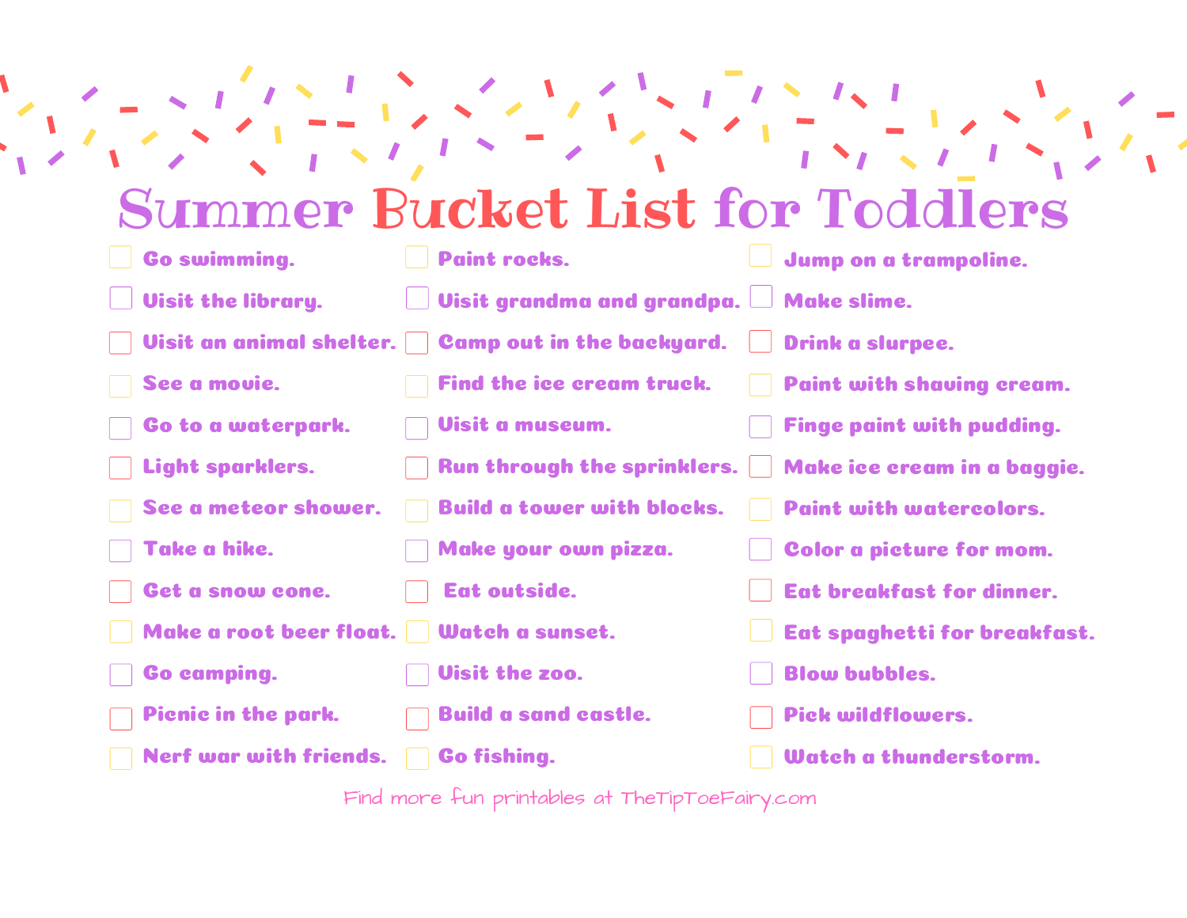# Summer Bucket List for Toddlers

- [ ] Go swimming.
- [ ] Visit the library.
- [ ] Visit an animal shelter.
- [ ] See a movie.
- [ ] Go to a waterpark.
- [ ] Light sparklers.
- [ ] See a meteor shower.
- [ ] Take a hike.
- [ ] Get a snow cone.
- [ ] Make a root beer float.
- [ ] Go camping.
- [ ] Picnic in the park.
- [ ] Nerf war with friends.
- [ ] Paint rocks.
- [ ] Visit grandma and grandpa.
- [ ] Camp out in the backyard.
- [ ] Find the ice cream truck.
- [ ] Visit a museum.
- [ ] Run through the sprinklers.
- [ ] Build a tower with blocks.
- [ ] Make your own pizza.
- [ ] Eat outside.
- [ ] Watch a sunset.
- [ ] Visit the zoo.
- [ ] Build a sand castle.
- [ ] Go fishing.
- [ ] Jump on a trampoline.
- [ ] Make slime.
- [ ] Drink a slurpee.
- [ ] Paint with shaving cream.
- [ ] Finge paint with pudding.
- [ ] Make ice cream in a baggie.
- [ ] Paint with watercolors.
- [ ] Color a picture for mom.
- [ ] Eat breakfast for dinner.
- [ ] Eat spaghetti for breakfast.
- [ ] Blow bubbles.
- [ ] Pick wildflowers.
- [ ] Watch a thunderstorm.

Find more fun printables at TheTipToeFairy.com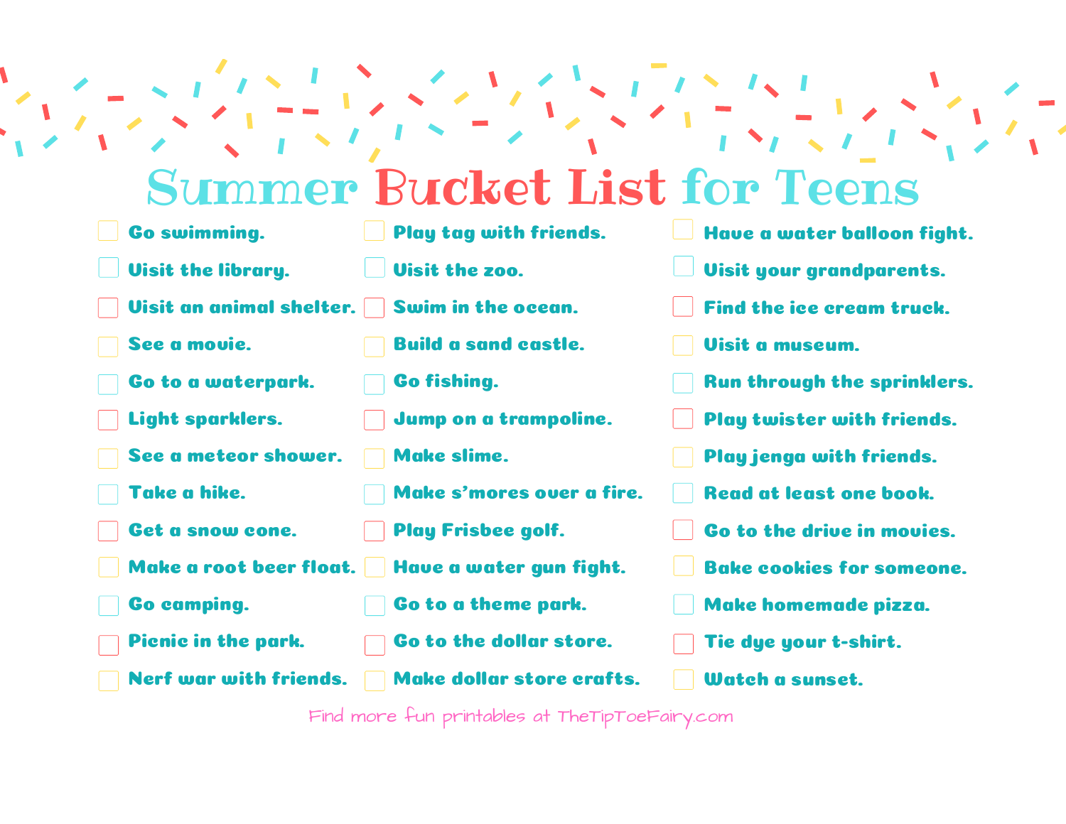# Summer Bucket List for Teens

- [ ] Go swimming.
- [ ] Visit the library.
- [ ] Visit an animal shelter.
- [ ] See a movie.
- [ ] Go to a waterpark.
- [ ] Light sparklers.
- [ ] See a meteor shower.
- [ ] Take a hike.
- [ ] Get a snow cone.
- [ ] Make a root beer float.
- [ ] Go camping.
- [ ] Picnic in the park.
- [ ] Nerf war with friends.
- [ ] Play tag with friends.
- [ ] Visit the zoo.
- [ ] Swim in the ocean.
- [ ] Build a sand castle.
- [ ] Go fishing.
- [ ] Jump on a trampoline.
- [ ] Make slime.
- [ ] Make s'mores over a fire.
- [ ] Play Frisbee golf.
- [ ] Have a water gun fight.
- [ ] Go to a theme park.
- [ ] Go to the dollar store.
- [ ] Make dollar store crafts.
- [ ] Have a water balloon fight.
- [ ] Visit your grandparents.
- [ ] Find the ice cream truck.
- [ ] Visit a museum.
- [ ] Run through the sprinklers.
- [ ] Play twister with friends.
- [ ] Play jenga with friends.
- [ ] Read at least one book.
- [ ] Go to the drive in movies.
- [ ] Bake cookies for someone.
- [ ] Make homemade pizza.
- [ ] Tie dye your t-shirt.
- [ ] Watch a sunset.

Find more fun printables at TheTipToeFairy.com